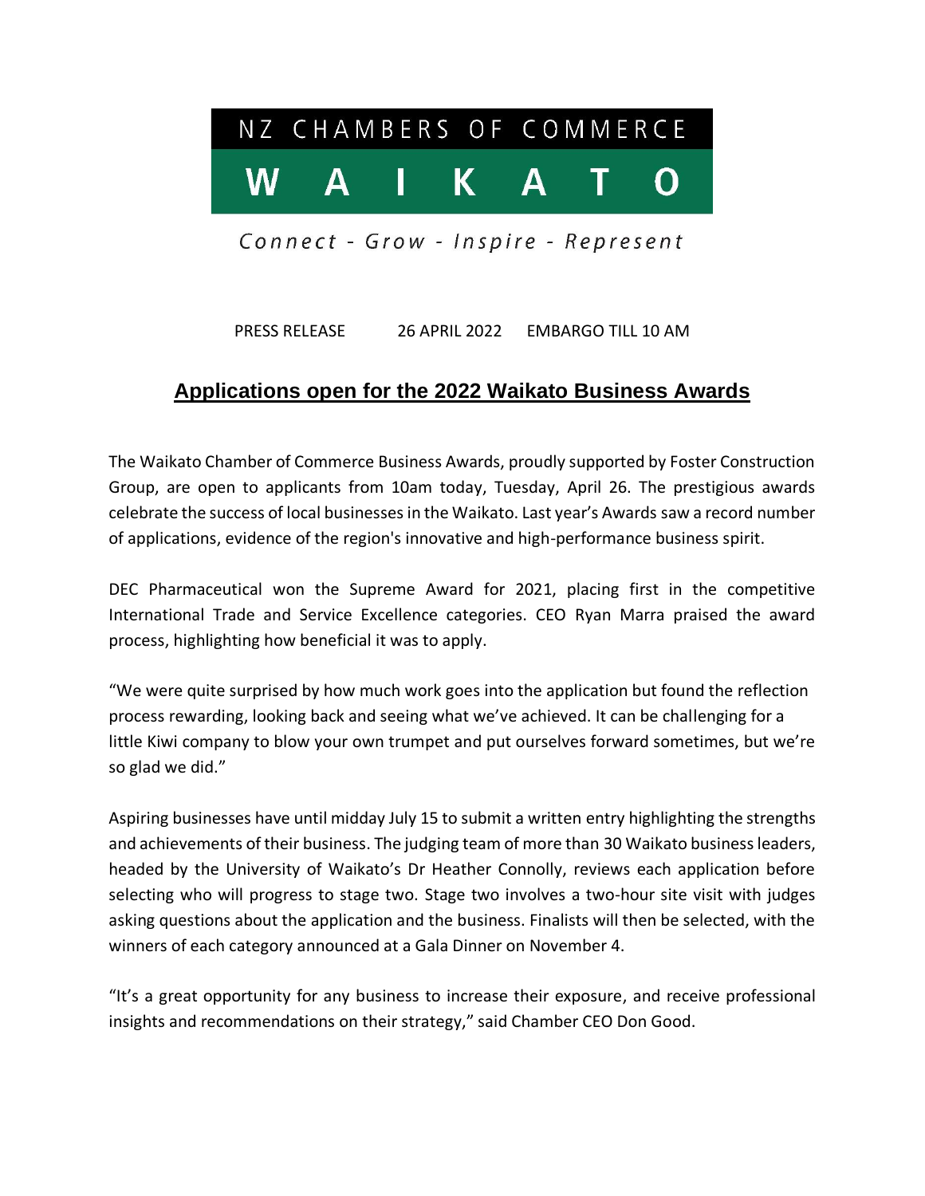NZ CHAMBERS OF COMMERCE

**WAIKATO**

*Connect - Grow - Inspire - Represent*

PRESS RELEASE 26 APRIL 2022 EMBARGO TILL 10 AM

# Applications open for the 2022 Waikato Business Awards

The Waikato Chamber of Commerce Business Awards, proudly supported by Foster Construction Group, are open to applicants from 10am today, Tuesday, April 26. The prestigious awards celebrate the success of local businesses in the Waikato. Last year's Awards saw a record number of applications, evidence of the region's innovative and high-performance business spirit.

DEC Pharmaceutical won the Supreme Award for 2021, placing first in the competitive International Trade and Service Excellence categories. CEO Ryan Marra praised the award process, highlighting how beneficial it was to apply.

"We were quite surprised by how much work goes into the application but found the reflection process rewarding, looking back and seeing what we've achieved. It can be challenging for a little Kiwi company to blow your own trumpet and put ourselves forward sometimes, but we're so glad we did."

Aspiring businesses have until midday July 15 to submit a written entry highlighting the strengths and achievements of their business. The judging team of more than 30 Waikato business leaders, headed by the University of Waikato's Dr Heather Connolly, reviews each application before selecting who will progress to stage two. Stage two involves a two-hour site visit with judges asking questions about the application and the business. Finalists will then be selected, with the winners of each category announced at a Gala Dinner on November 4.

"It's a great opportunity for any business to increase their exposure, and receive professional insights and recommendations on their strategy," said Chamber CEO Don Good.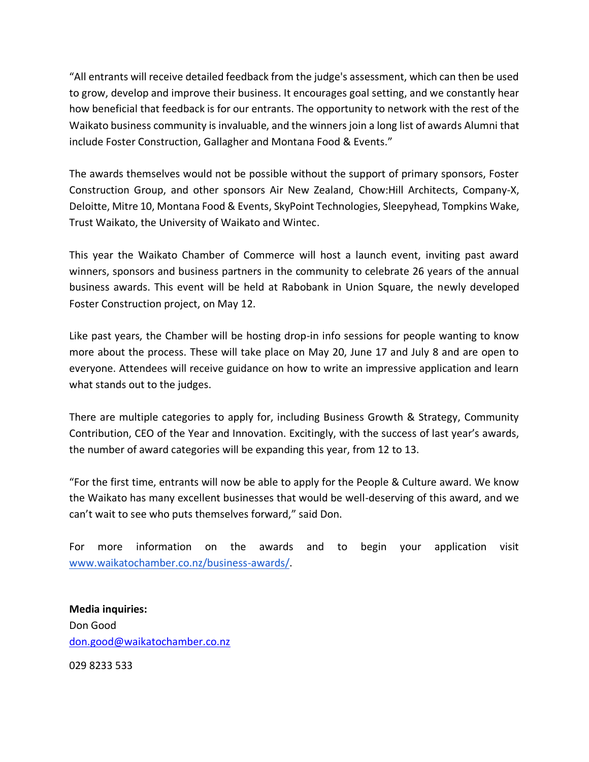"All entrants will receive detailed feedback from the judge's assessment, which can then be used to grow, develop and improve their business. It encourages goal setting, and we constantly hear how beneficial that feedback is for our entrants. The opportunity to network with the rest of the Waikato business community is invaluable, and the winners join a long list of awards Alumni that include Foster Construction, Gallagher and Montana Food & Events."

The awards themselves would not be possible without the support of primary sponsors, Foster Construction Group, and other sponsors Air New Zealand, Chow:Hill Architects, Company-X, Deloitte, Mitre 10, Montana Food & Events, SkyPoint Technologies, Sleepyhead, Tompkins Wake, Trust Waikato, the University of Waikato and Wintec.

This year the Waikato Chamber of Commerce will host a launch event, inviting past award winners, sponsors and business partners in the community to celebrate 26 years of the annual business awards. This event will be held at Rabobank in Union Square, the newly developed Foster Construction project, on May 12.

Like past years, the Chamber will be hosting drop-in info sessions for people wanting to know more about the process. These will take place on May 20, June 17 and July 8 and are open to everyone. Attendees will receive guidance on how to write an impressive application and learn what stands out to the judges.

There are multiple categories to apply for, including Business Growth & Strategy, Community Contribution, CEO of the Year and Innovation. Excitingly, with the success of last year's awards, the number of award categories will be expanding this year, from 12 to 13.

"For the first time, entrants will now be able to apply for the People & Culture award. We know the Waikato has many excellent businesses that would be well-deserving of this award, and we can't wait to see who puts themselves forward," said Don.

For more information on the awards and to begin your application visit [www.waikatochamber.co.nz/business-awards/](www.waikatochamber.co.nz/business-awards/).

**Media inquiries:**
Don Good
[don.good@waikatochamber.co.nz](mailto:don.good@waikatochamber.co.nz)

029 8233 533